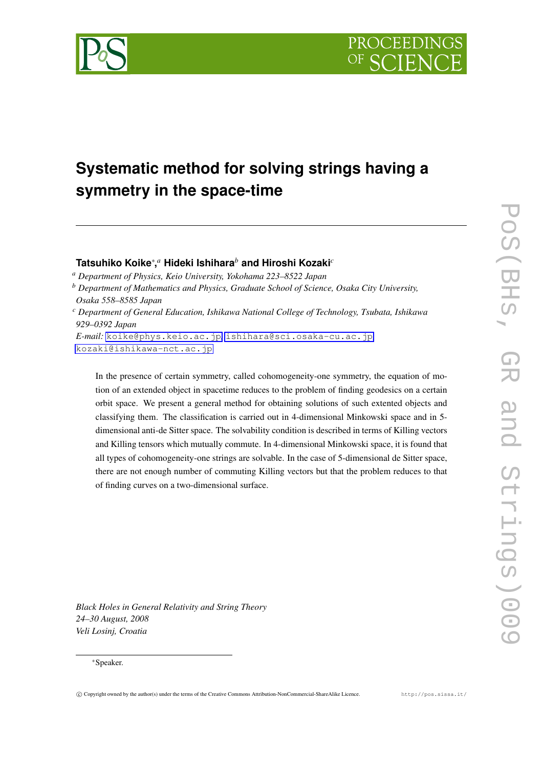# Systematic method for solving strings having a symmetry in the space-time

**Tatsuhiko Koike**[*,a] **Hideki Ishihara**[b] **and Hiroshi Kozaki**[c]

[a] *Department of Physics, Keio University, Yokohama 223–8522 Japan*

[b] *Department of Mathematics and Physics, Graduate School of Science, Osaka City University, Osaka 558–8585 Japan*

[c] *Department of General Education, Ishikawa National College of Technology, Tsubata, Ishikawa 929–0392 Japan*

*E-mail:* koike@phys.keio.ac.jp, ishihara@sci.osaka-cu.ac.jp, kozaki@ishikawa-nct.ac.jp

In the presence of certain symmetry, called cohomogeneity-one symmetry, the equation of motion of an extended object in spacetime reduces to the problem of finding geodesics on a certain orbit space. We present a general method for obtaining solutions of such extented objects and classifying them. The classification is carried out in 4-dimensional Minkowski space and in 5-dimensional anti-de Sitter space. The solvability condition is described in terms of Killing vectors and Killing tensors which mutually commute. In 4-dimensional Minkowski space, it is found that all types of cohomogeneity-one strings are solvable. In the case of 5-dimensional de Sitter space, there are not enough number of commuting Killing vectors but that the problem reduces to that of finding curves on a two-dimensional surface.

*Black Holes in General Relativity and String Theory*
*24–30 August, 2008*
*Veli Losinj, Croatia*

[*] Speaker.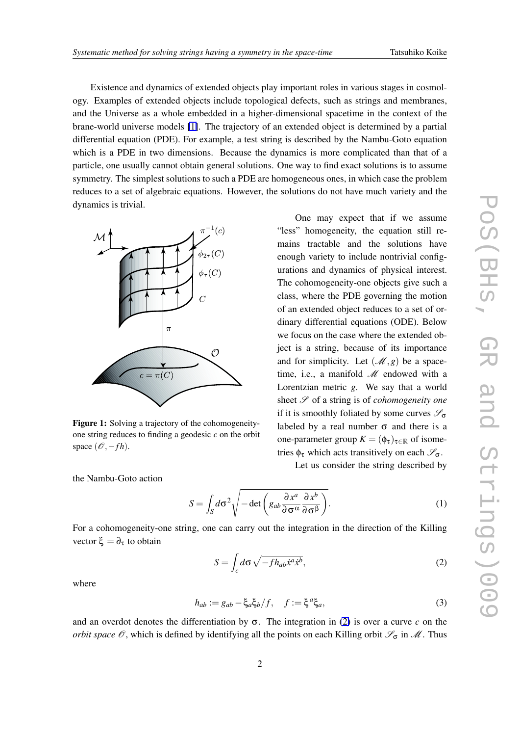Existence and dynamics of extended objects play important roles in various stages in cosmology. Examples of extended objects include topological defects, such as strings and membranes, and the Universe as a whole embedded in a higher-dimensional spacetime in the context of the brane-world universe models [1]. The trajectory of an extended object is determined by a partial differential equation (PDE). For example, a test string is described by the Nambu-Goto equation which is a PDE in two dimensions. Because the dynamics is more complicated than that of a particle, one usually cannot obtain general solutions. One way to find exact solutions is to assume symmetry. The simplest solutions to such a PDE are homogeneous ones, in which case the problem reduces to a set of algebraic equations. However, the solutions do not have much variety and the dynamics is trivial.

One may expect that if we assume "less" homogeneity, the equation still remains tractable and the solutions have enough variety to include nontrivial configurations and dynamics of physical interest. The cohomogeneity-one objects give such a class, where the PDE governing the motion of an extended object reduces to a set of ordinary differential equations (ODE). Below we focus on the case where the extended object is a string, because of its importance and for simplicity. Let $(\mathscr{M}, g)$ be a spacetime, i.e., a manifold $\mathscr{M}$ endowed with a Lorentzian metric $g$. We say that a world sheet $\mathscr{S}$ of a string is of *cohomogeneity one* if it is smoothly foliated by some curves $\mathscr{S}_\sigma$ labeled by a real number $\sigma$ and there is a one-parameter group $K = (\phi_\tau)_{\tau \in \mathbb{R}}$ of isometries $\phi_\tau$ which acts transitively on each $\mathscr{S}_\sigma$.

**Figure 1:** Solving a trajectory of the cohomogeneity-one string reduces to finding a geodesic $c$ on the orbit space $(\mathscr{O}, -fh)$.

Let us consider the string described by the Nambu-Goto action

$$S = \int_S d\sigma^2 \sqrt{-\det\left(g_{ab}\frac{\partial x^a}{\partial \sigma^\alpha}\frac{\partial x^b}{\partial \sigma^\beta}\right)}. \tag{1}$$

For a cohomogeneity-one string, one can carry out the integration in the direction of the Killing vector $\xi = \partial_\tau$ to obtain

$$S = \int_c d\sigma \sqrt{-f h_{ab}\dot{x}^a \dot{x}^b}, \tag{2}$$

where

$$h_{ab} := g_{ab} - \xi_a \xi_b / f, \quad f := \xi^a \xi_a, \tag{3}$$

and an overdot denotes the differentiation by $\sigma$. The integration in (2) is over a curve $c$ on the *orbit space* $\mathscr{O}$, which is defined by identifying all the points on each Killing orbit $\mathscr{S}_\sigma$ in $\mathscr{M}$. Thus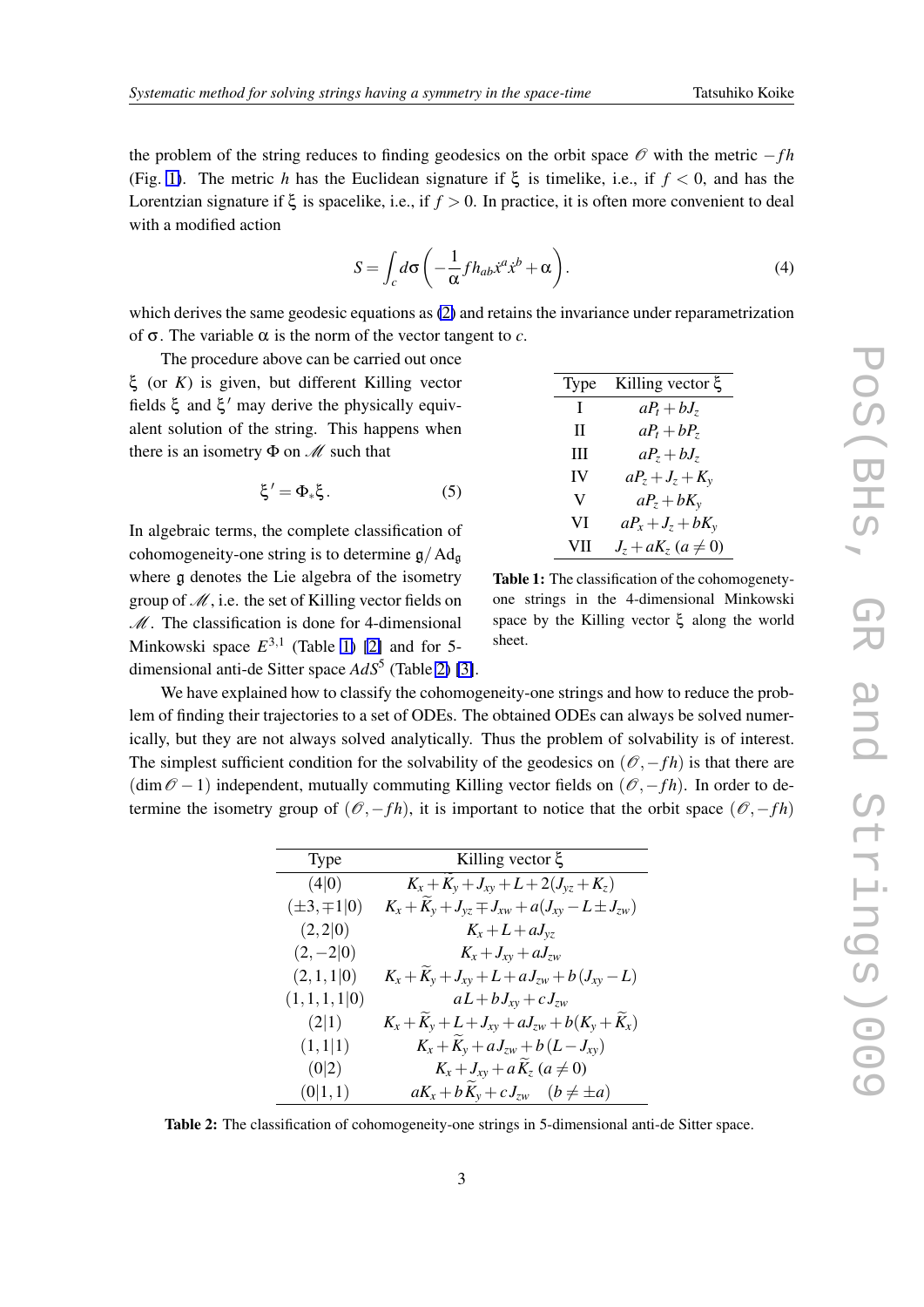the problem of the string reduces to finding geodesics on the orbit space $\mathscr{O}$ with the metric $-fh$ (Fig. 1). The metric $h$ has the Euclidean signature if $\xi$ is timelike, i.e., if $f < 0$, and has the Lorentzian signature if $\xi$ is spacelike, i.e., if $f > 0$. In practice, it is often more convenient to deal with a modified action

$$S = \int_c d\sigma \left( -\frac{1}{\alpha} f h_{ab} \dot{x}^a \dot{x}^b + \alpha \right). \tag{4}$$

which derives the same geodesic equations as (2) and retains the invariance under reparametrization of $\sigma$. The variable $\alpha$ is the norm of the vector tangent to $c$.

The procedure above can be carried out once $\xi$ (or $K$) is given, but different Killing vector fields $\xi$ and $\xi'$ may derive the physically equivalent solution of the string. This happens when there is an isometry $\Phi$ on $\mathscr{M}$ such that

$$\xi' = \Phi_* \xi. \tag{5}$$

In algebraic terms, the complete classification of cohomogeneity-one string is to determine $\mathfrak{g}/\mathrm{Ad}_{\mathfrak{g}}$ where $\mathfrak{g}$ denotes the Lie algebra of the isometry group of $\mathscr{M}$, i.e. the set of Killing vector fields on $\mathscr{M}$. The classification is done for 4-dimensional Minkowski space $E^{3,1}$ (Table 1) [2] and for 5-dimensional anti-de Sitter space $AdS^5$ (Table 2) [3].

| Type | Killing vector $\xi$ |
|---|---|
| I | $aP_t + bJ_z$ |
| II | $aP_t + bP_z$ |
| III | $aP_z + bJ_z$ |
| IV | $aP_z + J_z + K_y$ |
| V | $aP_z + bK_y$ |
| VI | $aP_x + J_z + bK_y$ |
| VII | $J_z + aK_z$ $(a \neq 0)$ |

**Table 1:** The classification of the cohomogenety-one strings in the 4-dimensional Minkowski space by the Killing vector $\xi$ along the world sheet.

We have explained how to classify the cohomogeneity-one strings and how to reduce the problem of finding their trajectories to a set of ODEs. The obtained ODEs can always be solved numerically, but they are not always solved analytically. Thus the problem of solvability is of interest. The simplest sufficient condition for the solvability of the geodesics on $(\mathscr{O}, -fh)$ is that there are $(\dim \mathscr{O} - 1)$ independent, mutually commuting Killing vector fields on $(\mathscr{O}, -fh)$. In order to determine the isometry group of $(\mathscr{O}, -fh)$, it is important to notice that the orbit space $(\mathscr{O}, -fh)$

| Type | Killing vector $\xi$ |
|---|---|
| $(4\vert 0)$ | $K_x + \widetilde{K}_y + J_{xy} + L + 2(J_{yz} + K_z)$ |
| $(\pm 3, \mp 1\vert 0)$ | $K_x + \widetilde{K}_y + J_{yz} \mp J_{xw} + a(J_{xy} - L \pm J_{zw})$ |
| $(2,2\vert 0)$ | $K_x + L + aJ_{yz}$ |
| $(2,-2\vert 0)$ | $K_x + J_{xy} + aJ_{zw}$ |
| $(2,1,1\vert 0)$ | $K_x + \widetilde{K}_y + J_{xy} + L + aJ_{zw} + b(J_{xy} - L)$ |
| $(1,1,1,1\vert 0)$ | $aL + bJ_{xy} + cJ_{zw}$ |
| $(2\vert 1)$ | $K_x + \widetilde{K}_y + L + J_{xy} + aJ_{zw} + b(K_y + \widetilde{K}_x)$ |
| $(1,1\vert 1)$ | $K_x + \widetilde{K}_y + aJ_{zw} + b(L - J_{xy})$ |
| $(0\vert 2)$ | $K_x + J_{xy} + a\widetilde{K}_z$ $(a \neq 0)$ |
| $(0\vert 1,1)$ | $aK_x + b\widetilde{K}_y + cJ_{zw}$ $\quad (b \neq \pm a)$ |

**Table 2:** The classification of cohomogeneity-one strings in 5-dimensional anti-de Sitter space.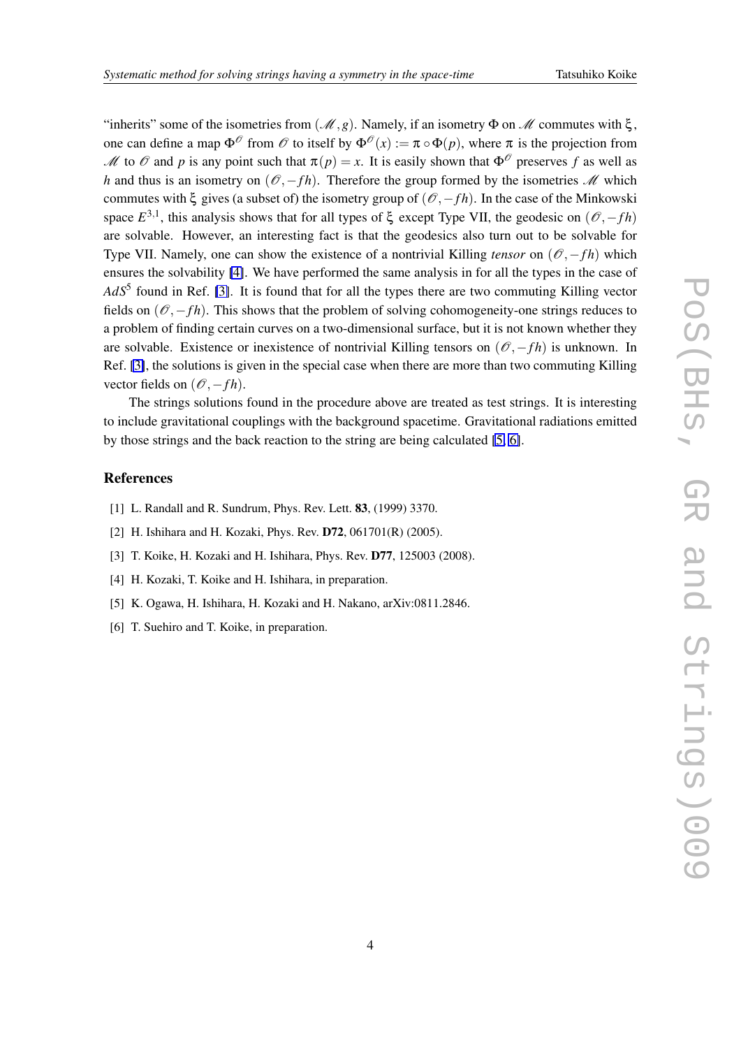"inherits" some of the isometries from $(\mathscr{M}, g)$. Namely, if an isometry $\Phi$ on $\mathscr{M}$ commutes with $\xi$, one can define a map $\Phi^{\mathscr{O}}$ from $\mathscr{O}$ to itself by $\Phi^{\mathscr{O}}(x) := \pi \circ \Phi(p)$, where $\pi$ is the projection from $\mathscr{M}$ to $\mathscr{O}$ and $p$ is any point such that $\pi(p) = x$. It is easily shown that $\Phi^{\mathscr{O}}$ preserves $f$ as well as $h$ and thus is an isometry on $(\mathscr{O}, -fh)$. Therefore the group formed by the isometries $\mathscr{M}$ which commutes with $\xi$ gives (a subset of) the isometry group of $(\mathscr{O}, -fh)$. In the case of the Minkowski space $E^{3,1}$, this analysis shows that for all types of $\xi$ except Type VII, the geodesic on $(\mathscr{O}, -fh)$ are solvable. However, an interesting fact is that the geodesics also turn out to be solvable for Type VII. Namely, one can show the existence of a nontrivial Killing *tensor* on $(\mathscr{O}, -fh)$ which ensures the solvability [4]. We have performed the same analysis in for all the types in the case of $AdS^5$ found in Ref. [3]. It is found that for all the types there are two commuting Killing vector fields on $(\mathscr{O}, -fh)$. This shows that the problem of solving cohomogeneity-one strings reduces to a problem of finding certain curves on a two-dimensional surface, but it is not known whether they are solvable. Existence or inexistence of nontrivial Killing tensors on $(\mathscr{O}, -fh)$ is unknown. In Ref. [3], the solutions is given in the special case when there are more than two commuting Killing vector fields on $(\mathscr{O}, -fh)$.

The strings solutions found in the procedure above are treated as test strings. It is interesting to include gravitational couplings with the background spacetime. Gravitational radiations emitted by those strings and the back reaction to the string are being calculated [5, 6].

## References

[1] L. Randall and R. Sundrum, Phys. Rev. Lett. **83**, (1999) 3370.

[2] H. Ishihara and H. Kozaki, Phys. Rev. **D72**, 061701(R) (2005).

[3] T. Koike, H. Kozaki and H. Ishihara, Phys. Rev. **D77**, 125003 (2008).

[4] H. Kozaki, T. Koike and H. Ishihara, in preparation.

[5] K. Ogawa, H. Ishihara, H. Kozaki and H. Nakano, arXiv:0811.2846.

[6] T. Suehiro and T. Koike, in preparation.